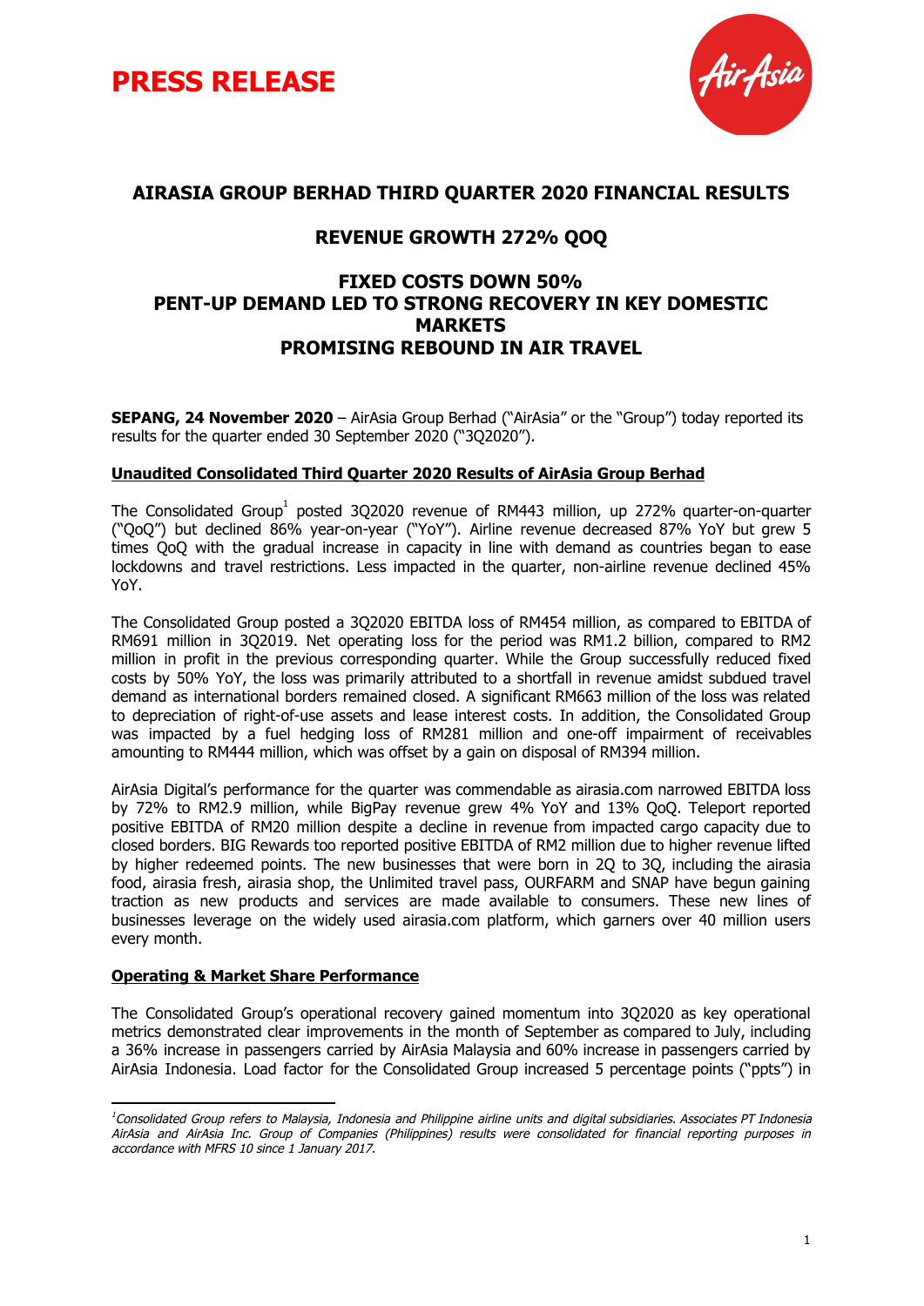# PRESS RELEASE

## AIRASIA GROUP BERHAD THIRD QUARTER 2020 FINANCIAL RESULTS

## REVENUE GROWTH 272% QOQ

## FIXED COSTS DOWN 50%
## PENT-UP DEMAND LED TO STRONG RECOVERY IN KEY DOMESTIC MARKETS
## PROMISING REBOUND IN AIR TRAVEL

**SEPANG, 24 November 2020** – AirAsia Group Berhad ("AirAsia" or the "Group") today reported its results for the quarter ended 30 September 2020 ("3Q2020").

**Unaudited Consolidated Third Quarter 2020 Results of AirAsia Group Berhad**

The Consolidated Group[1] posted 3Q2020 revenue of RM443 million, up 272% quarter-on-quarter ("QoQ") but declined 86% year-on-year ("YoY"). Airline revenue decreased 87% YoY but grew 5 times QoQ with the gradual increase in capacity in line with demand as countries began to ease lockdowns and travel restrictions. Less impacted in the quarter, non-airline revenue declined 45% YoY.

The Consolidated Group posted a 3Q2020 EBITDA loss of RM454 million, as compared to EBITDA of RM691 million in 3Q2019. Net operating loss for the period was RM1.2 billion, compared to RM2 million in profit in the previous corresponding quarter. While the Group successfully reduced fixed costs by 50% YoY, the loss was primarily attributed to a shortfall in revenue amidst subdued travel demand as international borders remained closed. A significant RM663 million of the loss was related to depreciation of right-of-use assets and lease interest costs. In addition, the Consolidated Group was impacted by a fuel hedging loss of RM281 million and one-off impairment of receivables amounting to RM444 million, which was offset by a gain on disposal of RM394 million.

AirAsia Digital's performance for the quarter was commendable as airasia.com narrowed EBITDA loss by 72% to RM2.9 million, while BigPay revenue grew 4% YoY and 13% QoQ. Teleport reported positive EBITDA of RM20 million despite a decline in revenue from impacted cargo capacity due to closed borders. BIG Rewards too reported positive EBITDA of RM2 million due to higher revenue lifted by higher redeemed points. The new businesses that were born in 2Q to 3Q, including the airasia food, airasia fresh, airasia shop, the Unlimited travel pass, OURFARM and SNAP have begun gaining traction as new products and services are made available to consumers. These new lines of businesses leverage on the widely used airasia.com platform, which garners over 40 million users every month.

**Operating & Market Share Performance**

The Consolidated Group's operational recovery gained momentum into 3Q2020 as key operational metrics demonstrated clear improvements in the month of September as compared to July, including a 36% increase in passengers carried by AirAsia Malaysia and 60% increase in passengers carried by AirAsia Indonesia. Load factor for the Consolidated Group increased 5 percentage points ("ppts") in

---

[1] *Consolidated Group refers to Malaysia, Indonesia and Philippine airline units and digital subsidiaries. Associates PT Indonesia AirAsia and AirAsia Inc. Group of Companies (Philippines) results were consolidated for financial reporting purposes in accordance with MFRS 10 since 1 January 2017.*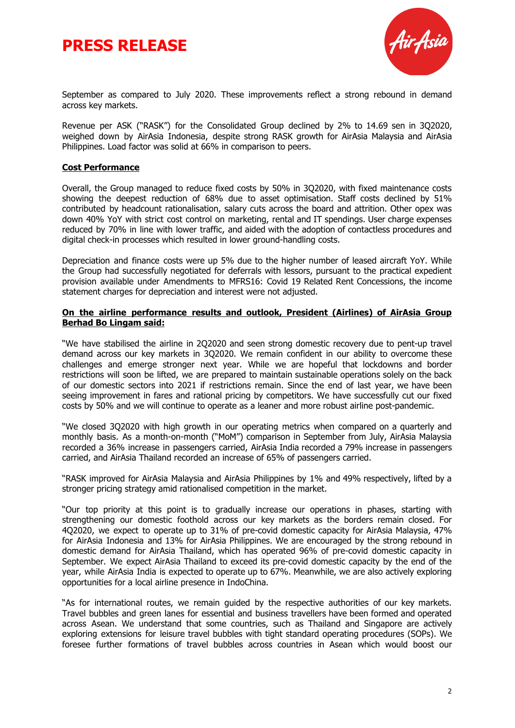September as compared to July 2020. These improvements reflect a strong rebound in demand across key markets.

Revenue per ASK ("RASK") for the Consolidated Group declined by 2% to 14.69 sen in 3Q2020, weighed down by AirAsia Indonesia, despite strong RASK growth for AirAsia Malaysia and AirAsia Philippines. Load factor was solid at 66% in comparison to peers.

**Cost Performance**

Overall, the Group managed to reduce fixed costs by 50% in 3Q2020, with fixed maintenance costs showing the deepest reduction of 68% due to asset optimisation. Staff costs declined by 51% contributed by headcount rationalisation, salary cuts across the board and attrition. Other opex was down 40% YoY with strict cost control on marketing, rental and IT spendings. User charge expenses reduced by 70% in line with lower traffic, and aided with the adoption of contactless procedures and digital check-in processes which resulted in lower ground-handling costs.

Depreciation and finance costs were up 5% due to the higher number of leased aircraft YoY. While the Group had successfully negotiated for deferrals with lessors, pursuant to the practical expedient provision available under Amendments to MFRS16: Covid 19 Related Rent Concessions, the income statement charges for depreciation and interest were not adjusted.

**On the airline performance results and outlook, President (Airlines) of AirAsia Group Berhad Bo Lingam said:**

"We have stabilised the airline in 2Q2020 and seen strong domestic recovery due to pent-up travel demand across our key markets in 3Q2020. We remain confident in our ability to overcome these challenges and emerge stronger next year. While we are hopeful that lockdowns and border restrictions will soon be lifted, we are prepared to maintain sustainable operations solely on the back of our domestic sectors into 2021 if restrictions remain. Since the end of last year, we have been seeing improvement in fares and rational pricing by competitors. We have successfully cut our fixed costs by 50% and we will continue to operate as a leaner and more robust airline post-pandemic.

"We closed 3Q2020 with high growth in our operating metrics when compared on a quarterly and monthly basis. As a month-on-month ("MoM") comparison in September from July, AirAsia Malaysia recorded a 36% increase in passengers carried, AirAsia India recorded a 79% increase in passengers carried, and AirAsia Thailand recorded an increase of 65% of passengers carried.

"RASK improved for AirAsia Malaysia and AirAsia Philippines by 1% and 49% respectively, lifted by a stronger pricing strategy amid rationalised competition in the market.

"Our top priority at this point is to gradually increase our operations in phases, starting with strengthening our domestic foothold across our key markets as the borders remain closed. For 4Q2020, we expect to operate up to 31% of pre-covid domestic capacity for AirAsia Malaysia, 47% for AirAsia Indonesia and 13% for AirAsia Philippines. We are encouraged by the strong rebound in domestic demand for AirAsia Thailand, which has operated 96% of pre-covid domestic capacity in September. We expect AirAsia Thailand to exceed its pre-covid domestic capacity by the end of the year, while AirAsia India is expected to operate up to 67%. Meanwhile, we are also actively exploring opportunities for a local airline presence in IndoChina.

"As for international routes, we remain guided by the respective authorities of our key markets. Travel bubbles and green lanes for essential and business travellers have been formed and operated across Asean. We understand that some countries, such as Thailand and Singapore are actively exploring extensions for leisure travel bubbles with tight standard operating procedures (SOPs). We foresee further formations of travel bubbles across countries in Asean which would boost our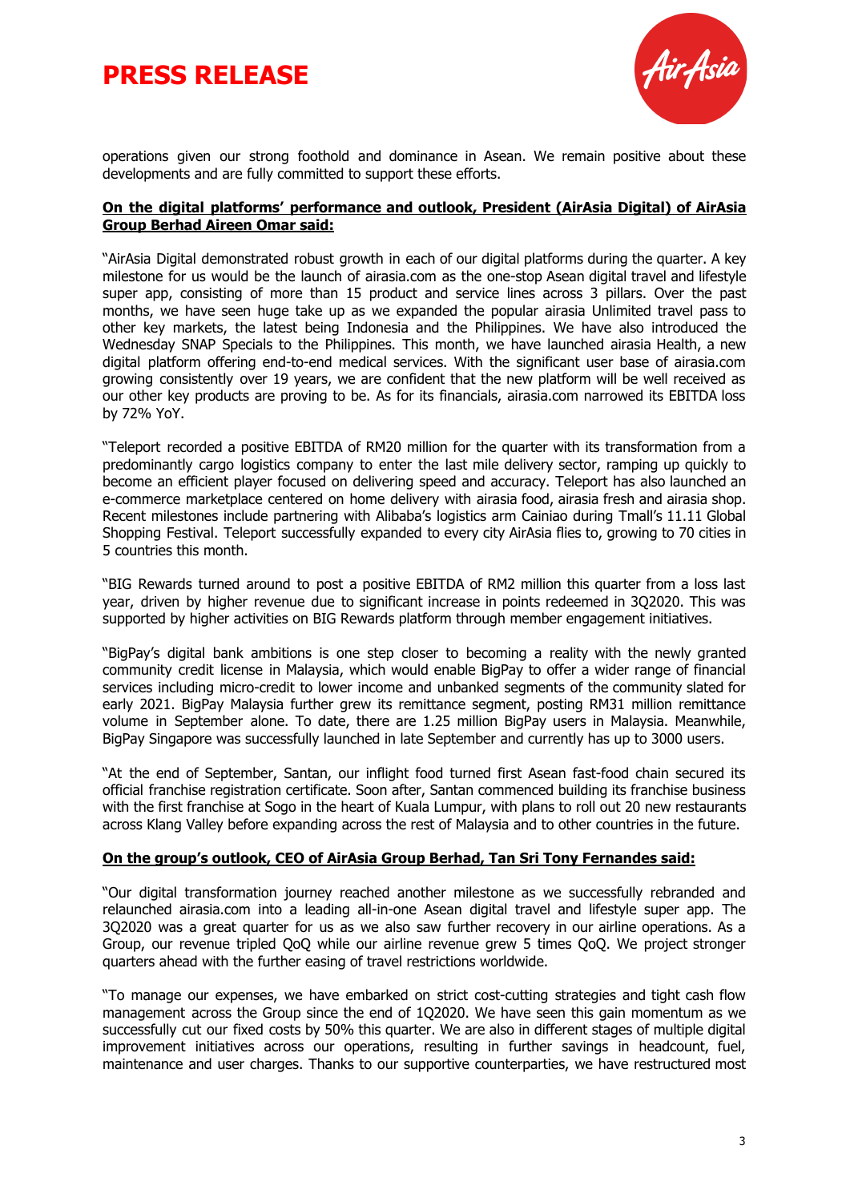operations given our strong foothold and dominance in Asean. We remain positive about these developments and are fully committed to support these efforts.

**On the digital platforms' performance and outlook, President (AirAsia Digital) of AirAsia Group Berhad Aireen Omar said:**

"AirAsia Digital demonstrated robust growth in each of our digital platforms during the quarter. A key milestone for us would be the launch of airasia.com as the one-stop Asean digital travel and lifestyle super app, consisting of more than 15 product and service lines across 3 pillars. Over the past months, we have seen huge take up as we expanded the popular airasia Unlimited travel pass to other key markets, the latest being Indonesia and the Philippines. We have also introduced the Wednesday SNAP Specials to the Philippines. This month, we have launched airasia Health, a new digital platform offering end-to-end medical services. With the significant user base of airasia.com growing consistently over 19 years, we are confident that the new platform will be well received as our other key products are proving to be. As for its financials, airasia.com narrowed its EBITDA loss by 72% YoY.

"Teleport recorded a positive EBITDA of RM20 million for the quarter with its transformation from a predominantly cargo logistics company to enter the last mile delivery sector, ramping up quickly to become an efficient player focused on delivering speed and accuracy. Teleport has also launched an e-commerce marketplace centered on home delivery with airasia food, airasia fresh and airasia shop. Recent milestones include partnering with Alibaba's logistics arm Cainiao during Tmall's 11.11 Global Shopping Festival. Teleport successfully expanded to every city AirAsia flies to, growing to 70 cities in 5 countries this month.

"BIG Rewards turned around to post a positive EBITDA of RM2 million this quarter from a loss last year, driven by higher revenue due to significant increase in points redeemed in 3Q2020. This was supported by higher activities on BIG Rewards platform through member engagement initiatives.

"BigPay's digital bank ambitions is one step closer to becoming a reality with the newly granted community credit license in Malaysia, which would enable BigPay to offer a wider range of financial services including micro-credit to lower income and unbanked segments of the community slated for early 2021. BigPay Malaysia further grew its remittance segment, posting RM31 million remittance volume in September alone. To date, there are 1.25 million BigPay users in Malaysia. Meanwhile, BigPay Singapore was successfully launched in late September and currently has up to 3000 users.

"At the end of September, Santan, our inflight food turned first Asean fast-food chain secured its official franchise registration certificate. Soon after, Santan commenced building its franchise business with the first franchise at Sogo in the heart of Kuala Lumpur, with plans to roll out 20 new restaurants across Klang Valley before expanding across the rest of Malaysia and to other countries in the future.

**On the group's outlook, CEO of AirAsia Group Berhad, Tan Sri Tony Fernandes said:**

"Our digital transformation journey reached another milestone as we successfully rebranded and relaunched airasia.com into a leading all-in-one Asean digital travel and lifestyle super app. The 3Q2020 was a great quarter for us as we also saw further recovery in our airline operations. As a Group, our revenue tripled QoQ while our airline revenue grew 5 times QoQ. We project stronger quarters ahead with the further easing of travel restrictions worldwide.

"To manage our expenses, we have embarked on strict cost-cutting strategies and tight cash flow management across the Group since the end of 1Q2020. We have seen this gain momentum as we successfully cut our fixed costs by 50% this quarter. We are also in different stages of multiple digital improvement initiatives across our operations, resulting in further savings in headcount, fuel, maintenance and user charges. Thanks to our supportive counterparties, we have restructured most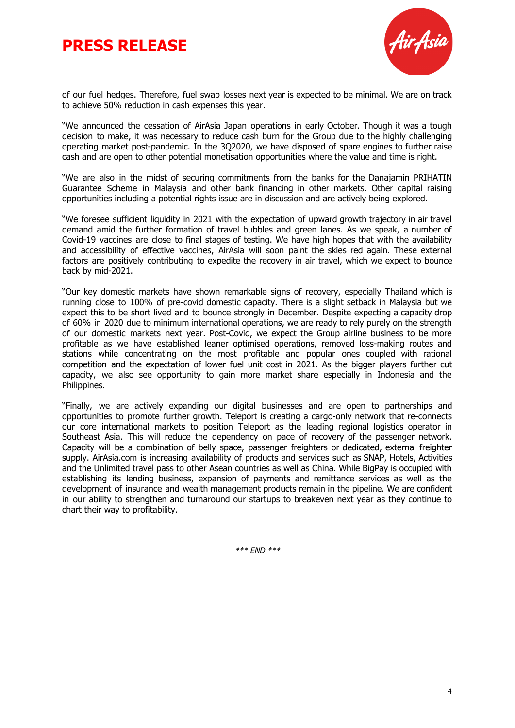of our fuel hedges. Therefore, fuel swap losses next year is expected to be minimal. We are on track to achieve 50% reduction in cash expenses this year.

"We announced the cessation of AirAsia Japan operations in early October. Though it was a tough decision to make, it was necessary to reduce cash burn for the Group due to the highly challenging operating market post-pandemic. In the 3Q2020, we have disposed of spare engines to further raise cash and are open to other potential monetisation opportunities where the value and time is right.

"We are also in the midst of securing commitments from the banks for the Danajamin PRIHATIN Guarantee Scheme in Malaysia and other bank financing in other markets. Other capital raising opportunities including a potential rights issue are in discussion and are actively being explored.

"We foresee sufficient liquidity in 2021 with the expectation of upward growth trajectory in air travel demand amid the further formation of travel bubbles and green lanes. As we speak, a number of Covid-19 vaccines are close to final stages of testing. We have high hopes that with the availability and accessibility of effective vaccines, AirAsia will soon paint the skies red again. These external factors are positively contributing to expedite the recovery in air travel, which we expect to bounce back by mid-2021.

"Our key domestic markets have shown remarkable signs of recovery, especially Thailand which is running close to 100% of pre-covid domestic capacity. There is a slight setback in Malaysia but we expect this to be short lived and to bounce strongly in December. Despite expecting a capacity drop of 60% in 2020 due to minimum international operations, we are ready to rely purely on the strength of our domestic markets next year. Post-Covid, we expect the Group airline business to be more profitable as we have established leaner optimised operations, removed loss-making routes and stations while concentrating on the most profitable and popular ones coupled with rational competition and the expectation of lower fuel unit cost in 2021. As the bigger players further cut capacity, we also see opportunity to gain more market share especially in Indonesia and the Philippines.

"Finally, we are actively expanding our digital businesses and are open to partnerships and opportunities to promote further growth. Teleport is creating a cargo-only network that re-connects our core international markets to position Teleport as the leading regional logistics operator in Southeast Asia. This will reduce the dependency on pace of recovery of the passenger network. Capacity will be a combination of belly space, passenger freighters or dedicated, external freighter supply. AirAsia.com is increasing availability of products and services such as SNAP, Hotels, Activities and the Unlimited travel pass to other Asean countries as well as China. While BigPay is occupied with establishing its lending business, expansion of payments and remittance services as well as the development of insurance and wealth management products remain in the pipeline. We are confident in our ability to strengthen and turnaround our startups to breakeven next year as they continue to chart their way to profitability.

*\*\*\* END \*\*\**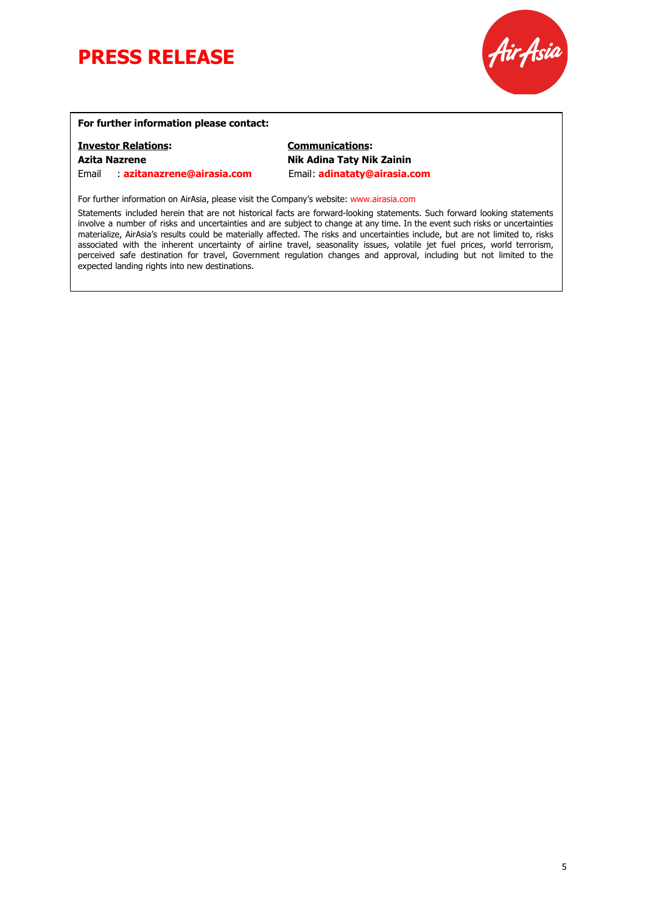# PRESS RELEASE

**For further information please contact:**

**Investor Relations:**
**Azita Nazrene**
Email : **azitanazrene@airasia.com**

**Communications:**
**Nik Adina Taty Nik Zainin**
Email: **adinataty@airasia.com**

For further information on AirAsia, please visit the Company's website: www.airasia.com

Statements included herein that are not historical facts are forward-looking statements. Such forward looking statements involve a number of risks and uncertainties and are subject to change at any time. In the event such risks or uncertainties materialize, AirAsia's results could be materially affected. The risks and uncertainties include, but are not limited to, risks associated with the inherent uncertainty of airline travel, seasonality issues, volatile jet fuel prices, world terrorism, perceived safe destination for travel, Government regulation changes and approval, including but not limited to the expected landing rights into new destinations.